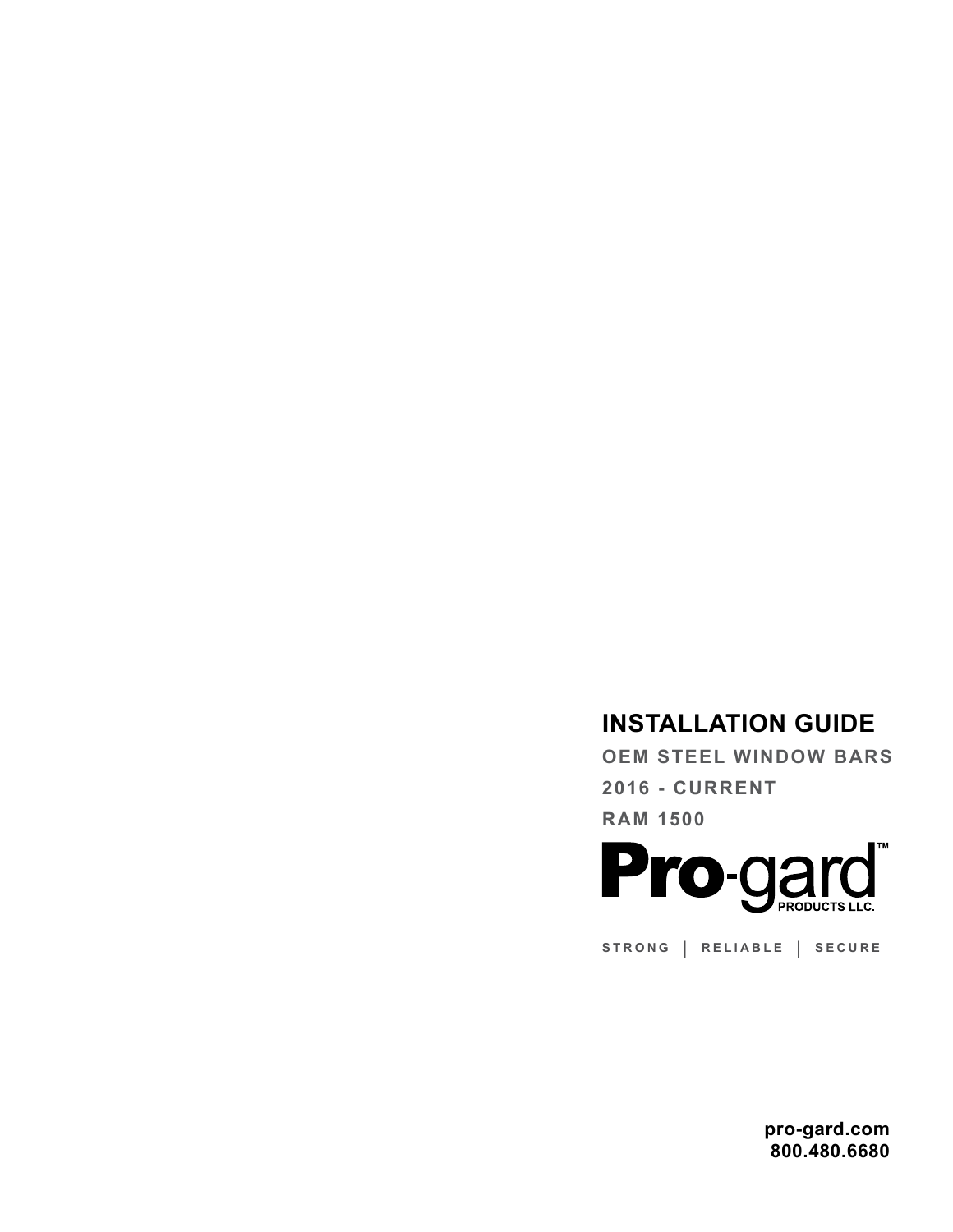# INSTALLATION GUIDE

**OEM STEEL WINDOW BARS**

**2016 - CURRENT**

**RAM 1500**

**Pro-gard™**
PRODUCTS LLC.

STRONG | RELIABLE | SECURE

**pro-gard.com**
**800.480.6680**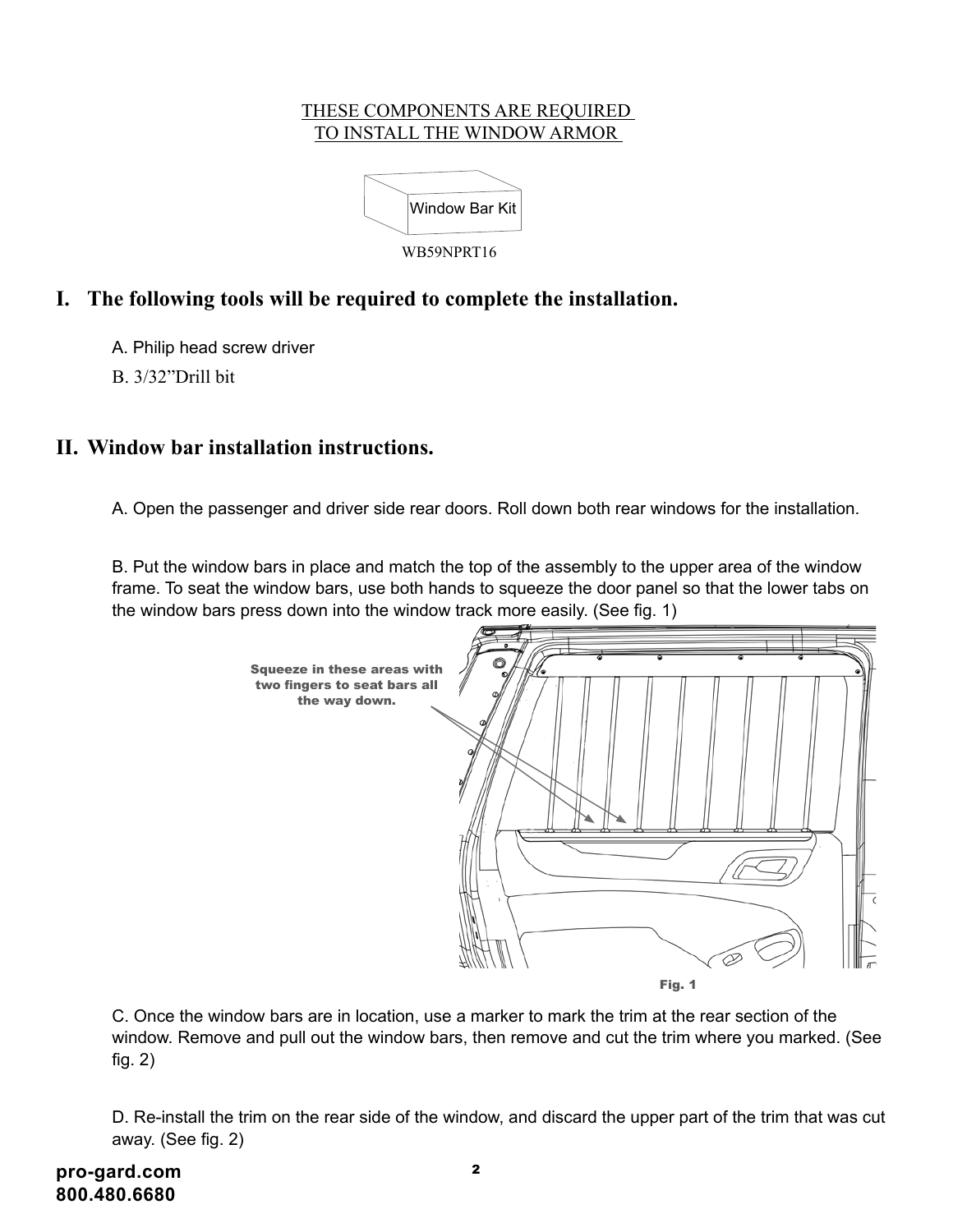THESE COMPONENTS ARE REQUIRED
TO INSTALL THE WINDOW ARMOR

Window Bar Kit

WB59NPRT16

## I. The following tools will be required to complete the installation.

A. Philip head screw driver

B. 3/32"Drill bit

## II. Window bar installation instructions.

A. Open the passenger and driver side rear doors. Roll down both rear windows for the installation.

B. Put the window bars in place and match the top of the assembly to the upper area of the window frame. To seat the window bars, use both hands to squeeze the door panel so that the lower tabs on the window bars press down into the window track more easily. (See fig. 1)

Squeeze in these areas with two fingers to seat bars all the way down.

Fig. 1

C. Once the window bars are in location, use a marker to mark the trim at the rear section of the window. Remove and pull out the window bars, then remove and cut the trim where you marked. (See fig. 2)

D. Re-install the trim on the rear side of the window, and discard the upper part of the trim that was cut away. (See fig. 2)

pro-gard.com
800.480.6680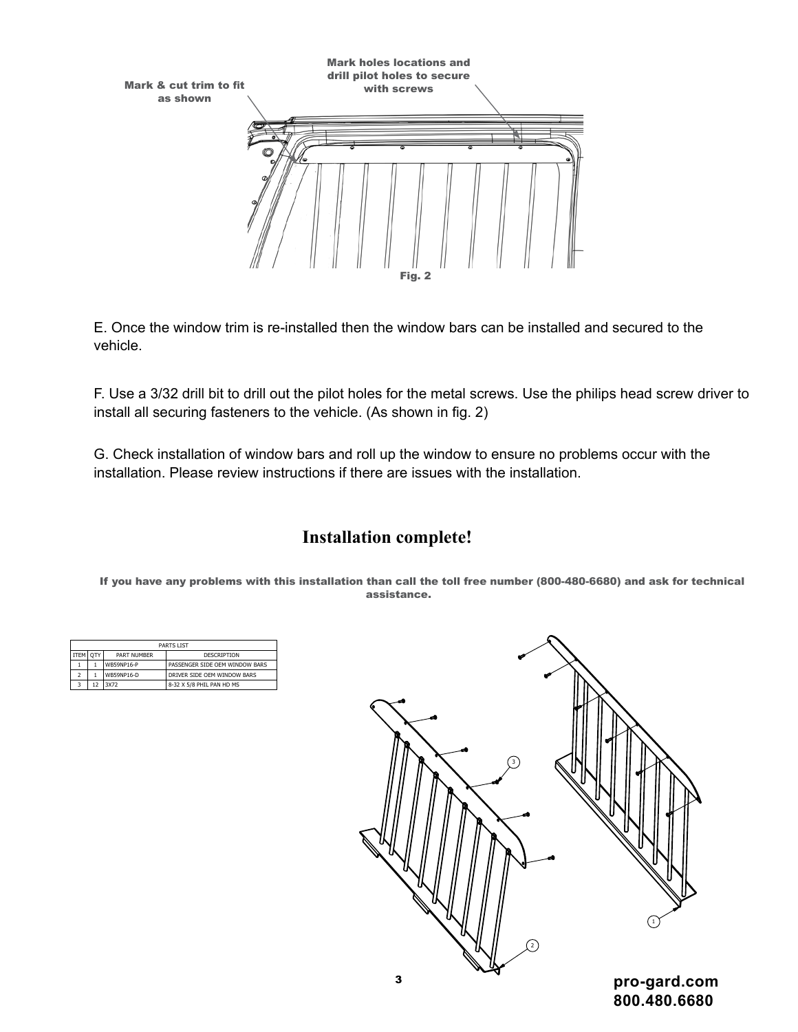Mark & cut trim to fit as shown

Mark holes locations and drill pilot holes to secure with screws

Fig. 2

E. Once the window trim is re-installed then the window bars can be installed and secured to the vehicle.

F. Use a 3/32 drill bit to drill out the pilot holes for the metal screws. Use the philips head screw driver to install all securing fasteners to the vehicle. (As shown in fig. 2)

G. Check installation of window bars and roll up the window to ensure no problems occur with the installation. Please review instructions if there are issues with the installation.

## Installation complete!

**If you have any problems with this installation than call the toll free number (800-480-6680) and ask for technical assistance.**

| PARTS LIST | | | |
|---|---|---|---|
| ITEM | QTY | PART NUMBER | DESCRIPTION |
| 1 | 1 | WB59NP16-P | PASSENGER SIDE OEM WINDOW BARS |
| 2 | 1 | WB59NP16-D | DRIVER SIDE OEM WINDOW BARS |
| 3 | 12 | 3X72 | 8-32 X 5/8 PHIL PAN HD MS |

3

2

1

**pro-gard.com**
**800.480.6680**